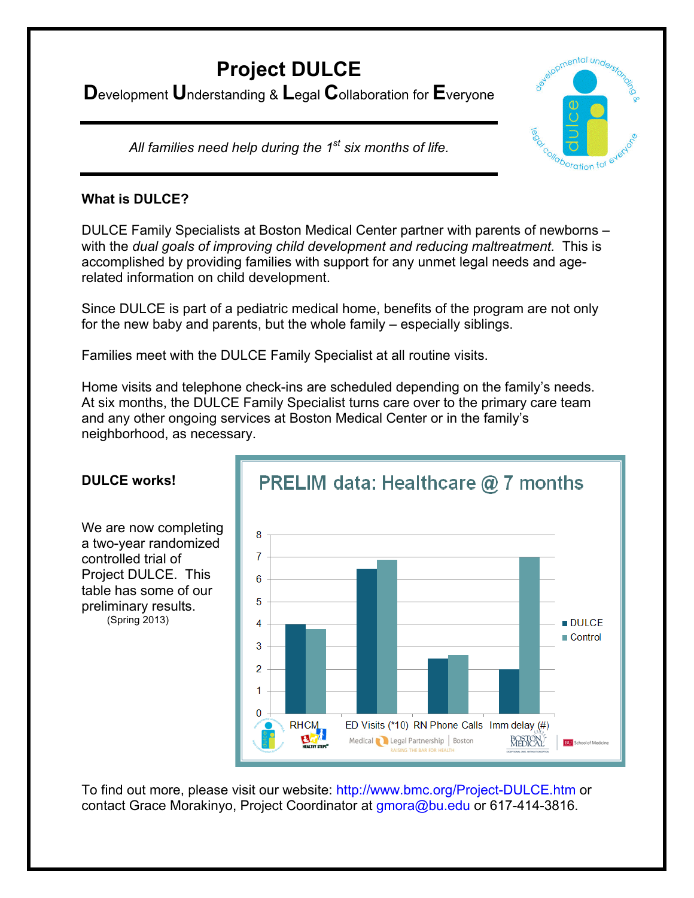# Project DULCE

**D**evelopment **U**nderstanding & **L**egal **C**ollaboration for **E**veryone

*All families need help during the 1st six months of life.*

**What is DULCE?**

DULCE Family Specialists at Boston Medical Center partner with parents of newborns – with the *dual goals of improving child development and reducing maltreatment*. This is accomplished by providing families with support for any unmet legal needs and age-related information on child development.

Since DULCE is part of a pediatric medical home, benefits of the program are not only for the new baby and parents, but the whole family – especially siblings.

Families meet with the DULCE Family Specialist at all routine visits.

Home visits and telephone check-ins are scheduled depending on the family's needs. At six months, the DULCE Family Specialist turns care over to the primary care team and any other ongoing services at Boston Medical Center or in the family's neighborhood, as necessary.

**DULCE works!**

We are now completing a two-year randomized controlled trial of Project DULCE. This table has some of our preliminary results.
(Spring 2013)

PRELIM data: Healthcare @ 7 months

| | DULCE | Control |
|---|---|---|
| RHCM | 4 | 3.8 |
| ED Visits (*10) | 6.5 | 6.9 |
| RN Phone Calls | 2.5 | 2.65 |
| Imm delay (#) | 2 | 7 |

To find out more, please visit our website: http://www.bmc.org/Project-DULCE.htm or contact Grace Morakinyo, Project Coordinator at gmora@bu.edu or 617-414-3816.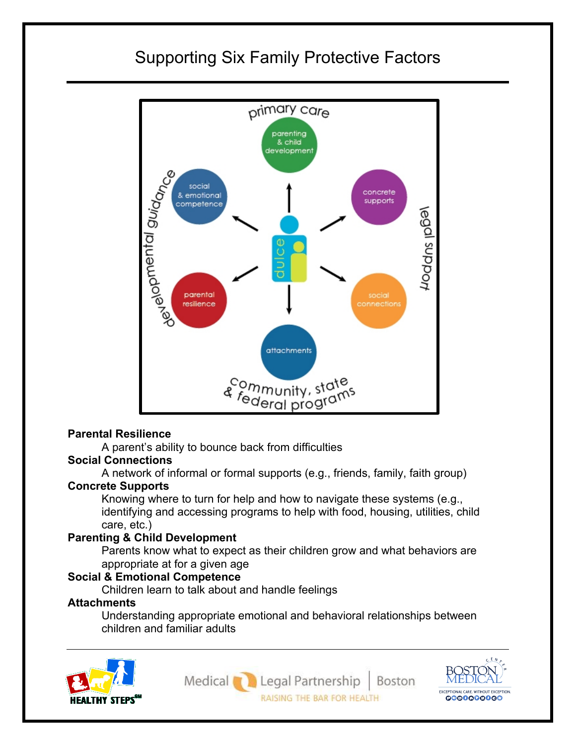# Supporting Six Family Protective Factors

primary care

parenting & child development

concrete supports

legal support

social connections

attachments

community, state & federal programs

parental resilience

social & emotional competence

developmental guidance

dulce

**Parental Resilience**

A parent's ability to bounce back from difficulties

**Social Connections**

A network of informal or formal supports (e.g., friends, family, faith group)

**Concrete Supports**

Knowing where to turn for help and how to navigate these systems (e.g., identifying and accessing programs to help with food, housing, utilities, child care, etc.)

**Parenting & Child Development**

Parents know what to expect as their children grow and what behaviors are appropriate at for a given age

**Social & Emotional Competence**

Children learn to talk about and handle feelings

**Attachments**

Understanding appropriate emotional and behavioral relationships between children and familiar adults

HEALTHY STEPS℠

Medical Legal Partnership | Boston
RAISING THE BAR FOR HEALTH

BOSTON MEDICAL CENTER
EXCEPTIONAL CARE. WITHOUT EXCEPTION.